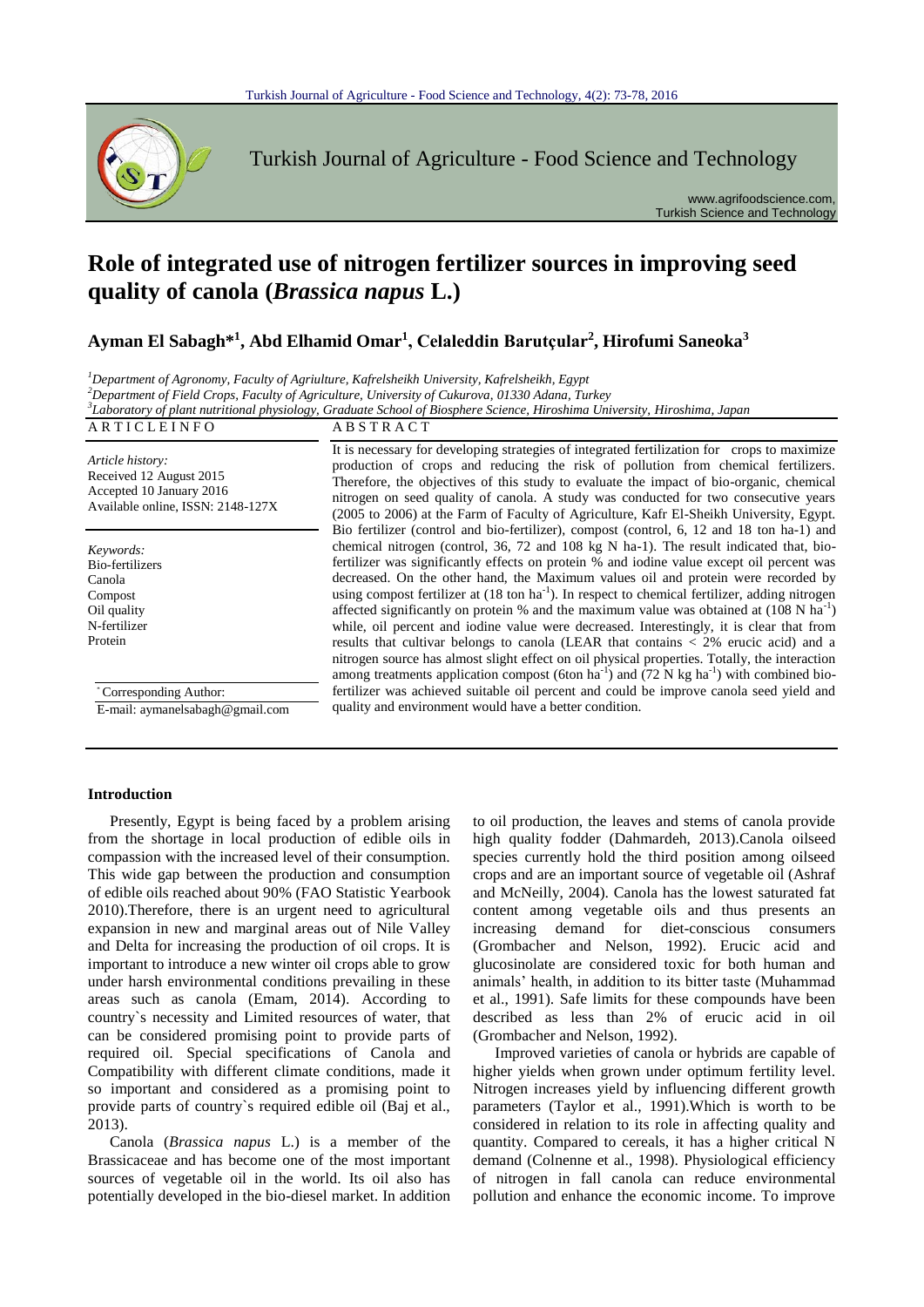# Role of integrated use of nitrogen fertilizer sources in improving seed quality of canola (*Brassica napus* L.)

**Ayman El Sabagh*[1], Abd Elhamid Omar[1], Celaleddin Barutçular[2], Hirofumi Saneoka[3]**

[1]*Department of Agronomy, Faculty of Agriulture, Kafrelsheikh University, Kafrelsheikh, Egypt*
[2]*Department of Field Crops, Faculty of Agriculture, University of Cukurova, 01330 Adana, Turkey*
[3]*Laboratory of plant nutritional physiology, Graduate School of Biosphere Science, Hiroshima University, Hiroshima, Japan*

**ARTICLE INFO**

*Article history:*
Received 12 August 2015
Accepted 10 January 2016
Available online, ISSN: 2148-127X

*Keywords:*
Bio-fertilizers
Canola
Compost
Oil quality
N-fertilizer
Protein

*Corresponding Author:
E-mail: aymanelsabagh@gmail.com

**ABSTRACT**

It is necessary for developing strategies of integrated fertilization for crops to maximize production of crops and reducing the risk of pollution from chemical fertilizers. Therefore, the objectives of this study to evaluate the impact of bio-organic, chemical nitrogen on seed quality of canola. A study was conducted for two consecutive years (2005 to 2006) at the Farm of Faculty of Agriculture, Kafr El-Sheikh University, Egypt. Bio fertilizer (control and bio-fertilizer), compost (control, 6, 12 and 18 ton ha-1) and chemical nitrogen (control, 36, 72 and 108 kg N ha-1). The result indicated that, bio-fertilizer was significantly effects on protein % and iodine value except oil percent was decreased. On the other hand, the Maximum values oil and protein were recorded by using compost fertilizer at (18 ton ha$^{-1}$). In respect to chemical fertilizer, adding nitrogen affected significantly on protein % and the maximum value was obtained at (108 N ha$^{-1}$) while, oil percent and iodine value were decreased. Interestingly, it is clear that from results that cultivar belongs to canola (LEAR that contains < 2% erucic acid) and a nitrogen source has almost slight effect on oil physical properties. Totally, the interaction among treatments application compost (6ton ha$^{-1}$) and (72 N kg ha$^{-1}$) with combined bio-fertilizer was achieved suitable oil percent and could be improve canola seed yield and quality and environment would have a better condition.

## Introduction

Presently, Egypt is being faced by a problem arising from the shortage in local production of edible oils in compassion with the increased level of their consumption. This wide gap between the production and consumption of edible oils reached about 90% (FAO Statistic Yearbook 2010).Therefore, there is an urgent need to agricultural expansion in new and marginal areas out of Nile Valley and Delta for increasing the production of oil crops. It is important to introduce a new winter oil crops able to grow under harsh environmental conditions prevailing in these areas such as canola (Emam, 2014). According to country`s necessity and Limited resources of water, that can be considered promising point to provide parts of required oil. Special specifications of Canola and Compatibility with different climate conditions, made it so important and considered as a promising point to provide parts of country`s required edible oil (Baj et al., 2013).

Canola (*Brassica napus* L.) is a member of the Brassicaceae and has become one of the most important sources of vegetable oil in the world. Its oil also has potentially developed in the bio-diesel market. In addition to oil production, the leaves and stems of canola provide high quality fodder (Dahmardeh, 2013).Canola oilseed species currently hold the third position among oilseed crops and are an important source of vegetable oil (Ashraf and McNeilly, 2004). Canola has the lowest saturated fat content among vegetable oils and thus presents an increasing demand for diet-conscious consumers (Grombacher and Nelson, 1992). Erucic acid and glucosinolate are considered toxic for both human and animals' health, in addition to its bitter taste (Muhammad et al., 1991). Safe limits for these compounds have been described as less than 2% of erucic acid in oil (Grombacher and Nelson, 1992).

Improved varieties of canola or hybrids are capable of higher yields when grown under optimum fertility level. Nitrogen increases yield by influencing different growth parameters (Taylor et al., 1991).Which is worth to be considered in relation to its role in affecting quality and quantity. Compared to cereals, it has a higher critical N demand (Colnenne et al., 1998). Physiological efficiency of nitrogen in fall canola can reduce environmental pollution and enhance the economic income. To improve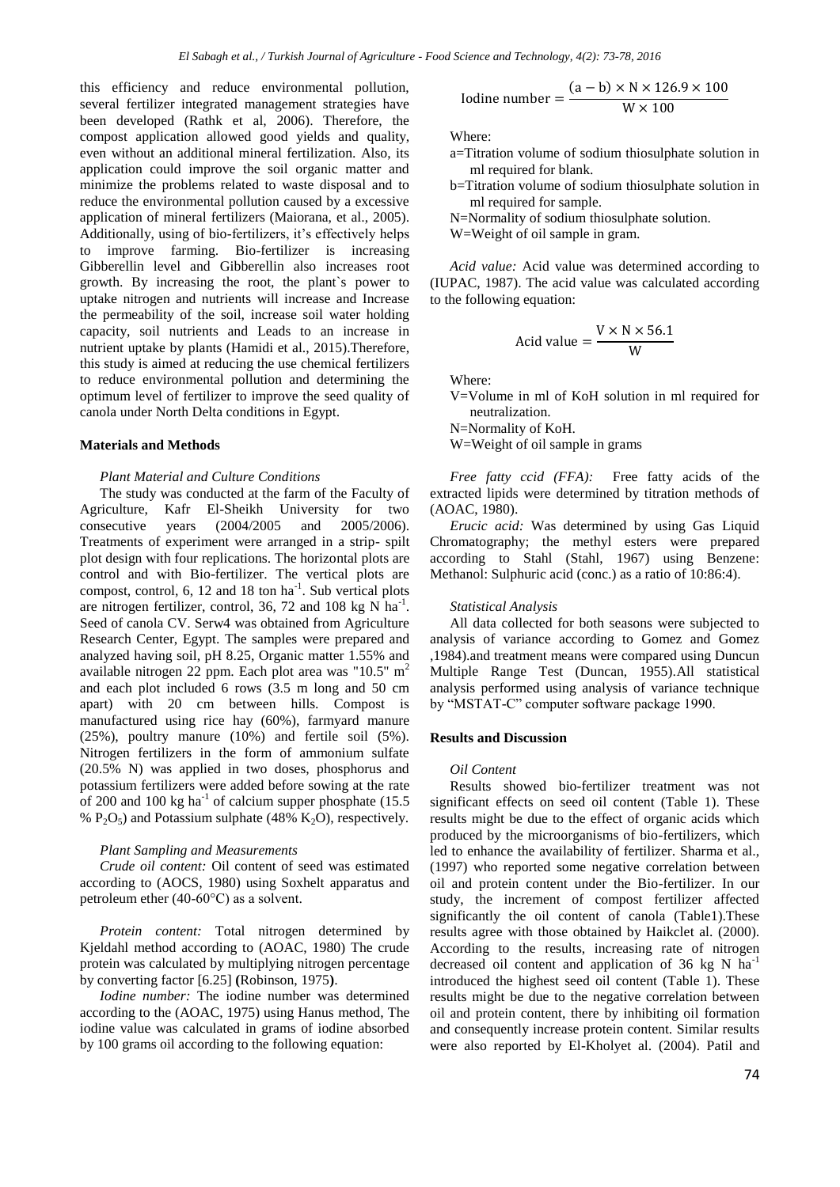this efficiency and reduce environmental pollution, several fertilizer integrated management strategies have been developed (Rathk et al, 2006). Therefore, the compost application allowed good yields and quality, even without an additional mineral fertilization. Also, its application could improve the soil organic matter and minimize the problems related to waste disposal and to reduce the environmental pollution caused by a excessive application of mineral fertilizers (Maiorana, et al., 2005). Additionally, using of bio-fertilizers, it's effectively helps to improve farming. Bio-fertilizer is increasing Gibberellin level and Gibberellin also increases root growth. By increasing the root, the plant`s power to uptake nitrogen and nutrients will increase and Increase the permeability of the soil, increase soil water holding capacity, soil nutrients and Leads to an increase in nutrient uptake by plants (Hamidi et al., 2015).Therefore, this study is aimed at reducing the use chemical fertilizers to reduce environmental pollution and determining the optimum level of fertilizer to improve the seed quality of canola under North Delta conditions in Egypt.

## Materials and Methods

### *Plant Material and Culture Conditions*

The study was conducted at the farm of the Faculty of Agriculture, Kafr El-Sheikh University for two consecutive years (2004/2005 and 2005/2006). Treatments of experiment were arranged in a strip- spilt plot design with four replications. The horizontal plots are control and with Bio-fertilizer. The vertical plots are compost, control, 6, 12 and 18 ton $ha^{-1}$. Sub vertical plots are nitrogen fertilizer, control, 36, 72 and 108 kg N $ha^{-1}$. Seed of canola CV. Serw4 was obtained from Agriculture Research Center, Egypt. The samples were prepared and analyzed having soil, pH 8.25, Organic matter 1.55% and available nitrogen 22 ppm. Each plot area was "10.5" $m^2$ and each plot included 6 rows (3.5 m long and 50 cm apart) with 20 cm between hills. Compost is manufactured using rice hay (60%), farmyard manure (25%), poultry manure (10%) and fertile soil (5%). Nitrogen fertilizers in the form of ammonium sulfate (20.5% N) was applied in two doses, phosphorus and potassium fertilizers were added before sowing at the rate of 200 and 100 kg $ha^{-1}$ of calcium supper phosphate (15.5 % $P_2O_5$) and Potassium sulphate (48% $K_2O$), respectively.

### *Plant Sampling and Measurements*

*Crude oil content:* Oil content of seed was estimated according to (AOCS, 1980) using Soxhelt apparatus and petroleum ether (40-60°C) as a solvent.

*Protein content:* Total nitrogen determined by Kjeldahl method according to (AOAC, 1980) The crude protein was calculated by multiplying nitrogen percentage by converting factor [6.25] **(**Robinson, 1975**)**.

*Iodine number:* The iodine number was determined according to the (AOAC, 1975) using Hanus method, The iodine value was calculated in grams of iodine absorbed by 100 grams oil according to the following equation:

$$\text{Iodine number} = \frac{(a - b) \times N \times 126.9 \times 100}{W \times 100}$$

Where:

a=Titration volume of sodium thiosulphate solution in ml required for blank.
b=Titration volume of sodium thiosulphate solution in ml required for sample.
N=Normality of sodium thiosulphate solution.
W=Weight of oil sample in gram.

*Acid value:* Acid value was determined according to (IUPAC, 1987). The acid value was calculated according to the following equation:

$$\text{Acid value} = \frac{V \times N \times 56.1}{W}$$

Where:

V=Volume in ml of KoH solution in ml required for neutralization.
N=Normality of KoH.
W=Weight of oil sample in grams

*Free fatty ccid (FFA):* Free fatty acids of the extracted lipids were determined by titration methods of (AOAC, 1980).

*Erucic acid:* Was determined by using Gas Liquid Chromatography; the methyl esters were prepared according to Stahl (Stahl, 1967) using Benzene: Methanol: Sulphuric acid (conc.) as a ratio of 10:86:4).

### *Statistical Analysis*

All data collected for both seasons were subjected to analysis of variance according to Gomez and Gomez ,1984).and treatment means were compared using Duncun Multiple Range Test (Duncan, 1955).All statistical analysis performed using analysis of variance technique by "MSTAT-C" computer software package 1990.

## Results and Discussion

### *Oil Content*

Results showed bio-fertilizer treatment was not significant effects on seed oil content (Table 1). These results might be due to the effect of organic acids which produced by the microorganisms of bio-fertilizers, which led to enhance the availability of fertilizer. Sharma et al., (1997) who reported some negative correlation between oil and protein content under the Bio-fertilizer. In our study, the increment of compost fertilizer affected significantly the oil content of canola (Table1).These results agree with those obtained by Haikclet al. (2000). According to the results, increasing rate of nitrogen decreased oil content and application of 36 kg N $ha^{-1}$ introduced the highest seed oil content (Table 1). These results might be due to the negative correlation between oil and protein content, there by inhibiting oil formation and consequently increase protein content. Similar results were also reported by El-Kholyet al. (2004). Patil and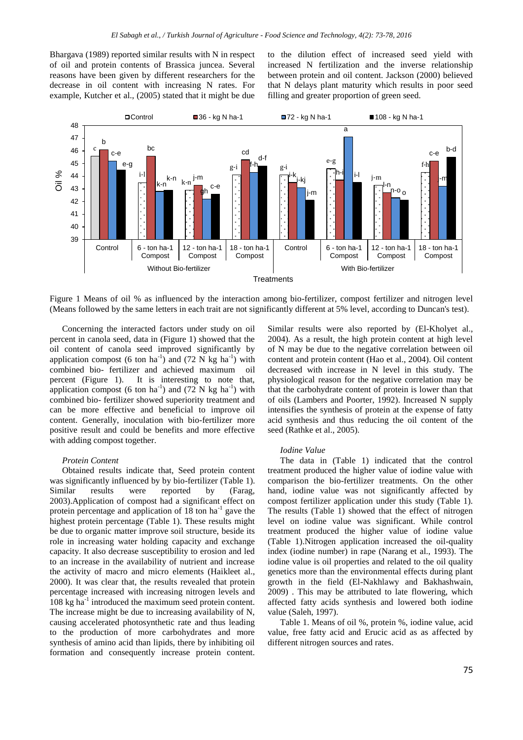Bhargava (1989) reported similar results with N in respect of oil and protein contents of Brassica juncea. Several reasons have been given by different researchers for the decrease in oil content with increasing N rates. For example, Kutcher et al., (2005) stated that it might be due to the dilution effect of increased seed yield with increased N fertilization and the inverse relationship between protein and oil content. Jackson (2000) believed that N delays plant maturity which results in poor seed filling and greater proportion of green seed.

Figure 1 Means of oil % as influenced by the interaction among bio-fertilizer, compost fertilizer and nitrogen level (Means followed by the same letters in each trait are not significantly different at 5% level, according to Duncan's test).

Concerning the interacted factors under study on oil percent in canola seed, data in (Figure 1) showed that the oil content of canola seed improved significantly by application compost (6 ton ha$^{-1}$) and (72 N kg ha$^{-1}$) with combined bio- fertilizer and achieved maximum oil percent (Figure 1). It is interesting to note that, application compost (6 ton ha$^{-1}$) and (72 N kg ha$^{-1}$) with combined bio- fertilizer showed superiority treatment and can be more effective and beneficial to improve oil content. Generally, inoculation with bio-fertilizer more positive result and could be benefits and more effective with adding compost together.

*Protein Content*

Obtained results indicate that, Seed protein content was significantly influenced by by bio-fertilizer (Table 1). Similar results were reported by (Farag, 2003).Application of compost had a significant effect on protein percentage and application of 18 ton ha$^{-1}$ gave the highest protein percentage (Table 1). These results might be due to organic matter improve soil structure, beside its role in increasing water holding capacity and exchange capacity. It also decrease susceptibility to erosion and led to an increase in the availability of nutrient and increase the activity of macro and micro elements (Haikleet al., 2000). It was clear that, the results revealed that protein percentage increased with increasing nitrogen levels and 108 kg ha$^{-1}$ introduced the maximum seed protein content. The increase might be due to increasing availability of N, causing accelerated photosynthetic rate and thus leading to the production of more carbohydrates and more synthesis of amino acid than lipids, there by inhibiting oil formation and consequently increase protein content. Similar results were also reported by (El-Kholyet al., 2004). As a result, the high protein content at high level of N may be due to the negative correlation between oil content and protein content (Hao et al., 2004). Oil content decreased with increase in N level in this study. The physiological reason for the negative correlation may be that the carbohydrate content of protein is lower than that of oils (Lambers and Poorter, 1992). Increased N supply intensifies the synthesis of protein at the expense of fatty acid synthesis and thus reducing the oil content of the seed (Rathke et al., 2005).

*Iodine Value*

The data in (Table 1) indicated that the control treatment produced the higher value of iodine value with comparison the bio-fertilizer treatments. On the other hand, iodine value was not significantly affected by compost fertilizer application under this study (Table 1). The results (Table 1) showed that the effect of nitrogen level on iodine value was significant. While control treatment produced the higher value of iodine value (Table 1).Nitrogen application increased the oil-quality index (iodine number) in rape (Narang et al., 1993). The iodine value is oil properties and related to the oil quality genetics more than the environmental effects during plant growth in the field (El-Nakhlawy and Bakhashwain, 2009) . This may be attributed to late flowering, which affected fatty acids synthesis and lowered both iodine value (Saleh, 1997).

Table 1. Means of oil %, protein %, iodine value, acid value, free fatty acid and Erucic acid as as affected by different nitrogen sources and rates.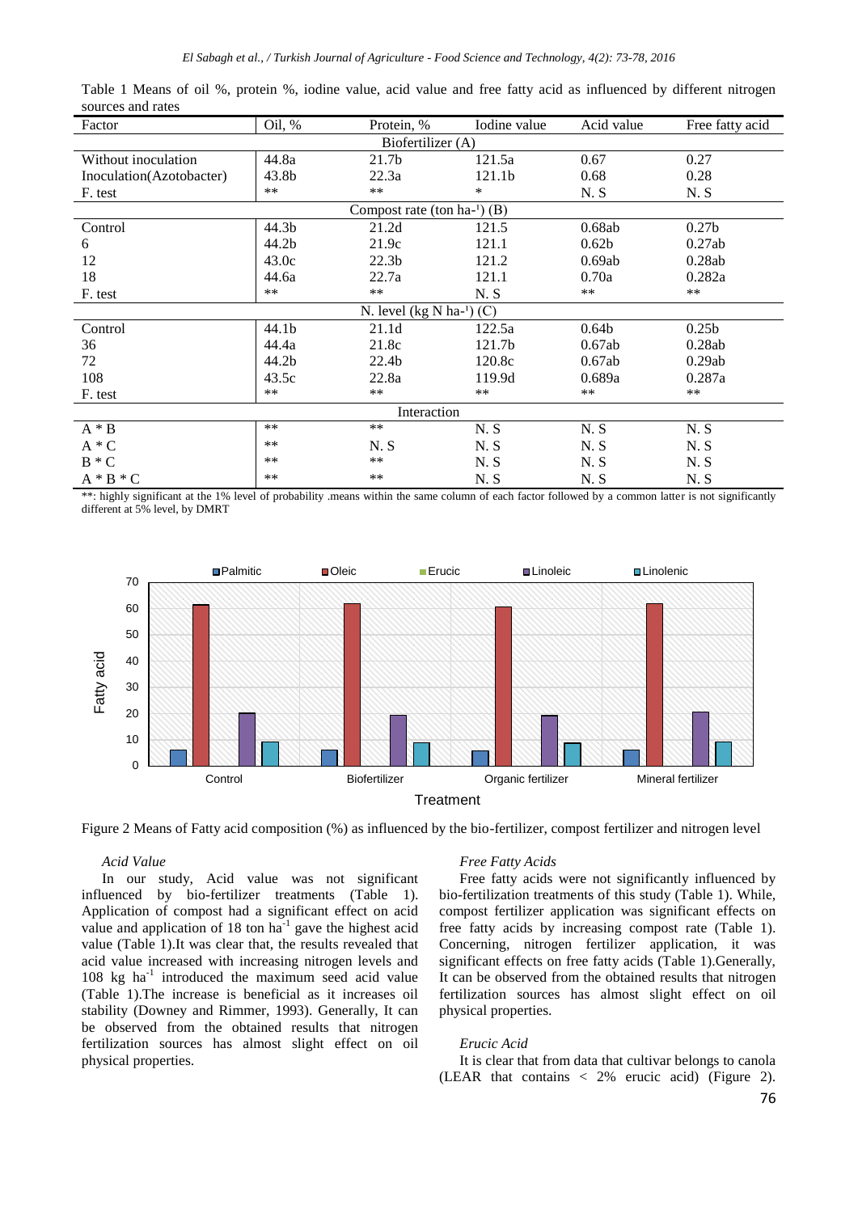Table 1 Means of oil %, protein %, iodine value, acid value and free fatty acid as influenced by different nitrogen sources and rates

| Factor | Oil, % | Protein, % | Iodine value | Acid value | Free fatty acid |
|---|---|---|---|---|---|
| Biofertilizer (A) | | | | | |
| Without inoculation | 44.8a | 21.7b | 121.5a | 0.67 | 0.27 |
| Inoculation(Azotobacter) | 43.8b | 22.3a | 121.1b | 0.68 | 0.28 |
| F. test | ** | ** | * | N. S | N. S |
| Compost rate (ton ha-¹) (B) | | | | | |
| Control | 44.3b | 21.2d | 121.5 | 0.68ab | 0.27b |
| 6 | 44.2b | 21.9c | 121.1 | 0.62b | 0.27ab |
| 12 | 43.0c | 22.3b | 121.2 | 0.69ab | 0.28ab |
| 18 | 44.6a | 22.7a | 121.1 | 0.70a | 0.282a |
| F. test | ** | ** | N. S | ** | ** |
| N. level (kg N ha-¹) (C) | | | | | |
| Control | 44.1b | 21.1d | 122.5a | 0.64b | 0.25b |
| 36 | 44.4a | 21.8c | 121.7b | 0.67ab | 0.28ab |
| 72 | 44.2b | 22.4b | 120.8c | 0.67ab | 0.29ab |
| 108 | 43.5c | 22.8a | 119.9d | 0.689a | 0.287a |
| F. test | ** | ** | ** | ** | ** |
| Interaction | | | | | |
| A * B | ** | ** | N. S | N. S | N. S |
| A * C | ** | N. S | N. S | N. S | N. S |
| B * C | ** | ** | N. S | N. S | N. S |
| A * B * C | ** | ** | N. S | N. S | N. S |

**: highly significant at the 1% level of probability .means within the same column of each factor followed by a common latter is not significantly different at 5% level, by DMRT

Figure 2 Means of Fatty acid composition (%) as influenced by the bio-fertilizer, compost fertilizer and nitrogen level

*Acid Value*

In our study, Acid value was not significant influenced by bio-fertilizer treatments (Table 1). Application of compost had a significant effect on acid value and application of 18 ton ha$^{-1}$ gave the highest acid value (Table 1).It was clear that, the results revealed that acid value increased with increasing nitrogen levels and 108 kg ha$^{-1}$ introduced the maximum seed acid value (Table 1).The increase is beneficial as it increases oil stability (Downey and Rimmer, 1993). Generally, It can be observed from the obtained results that nitrogen fertilization sources has almost slight effect on oil physical properties.

*Free Fatty Acids*

Free fatty acids were not significantly influenced by bio-fertilization treatments of this study (Table 1). While, compost fertilizer application was significant effects on free fatty acids by increasing compost rate (Table 1). Concerning, nitrogen fertilizer application, it was significant effects on free fatty acids (Table 1).Generally, It can be observed from the obtained results that nitrogen fertilization sources has almost slight effect on oil physical properties.

*Erucic Acid*

It is clear that from data that cultivar belongs to canola (LEAR that contains < 2% erucic acid) (Figure 2).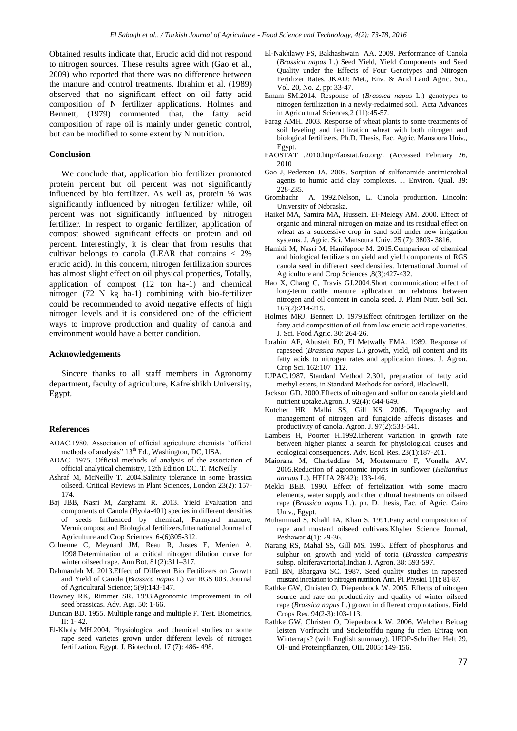Obtained results indicate that, Erucic acid did not respond to nitrogen sources. These results agree with (Gao et al., 2009) who reported that there was no difference between the manure and control treatments. Ibrahim et al. (1989) observed that no significant effect on oil fatty acid composition of N fertilizer applications. Holmes and Bennett, (1979) commented that, the fatty acid composition of rape oil is mainly under genetic control, but can be modified to some extent by N nutrition.

## Conclusion

We conclude that, application bio fertilizer promoted protein percent but oil percent was not significantly influenced by bio fertilizer. As well as, protein % was significantly influenced by nitrogen fertilizer while, oil percent was not significantly influenced by nitrogen fertilizer. In respect to organic fertilizer, application of compost showed significant effects on protein and oil percent. Interestingly, it is clear that from results that cultivar belongs to canola (LEAR that contains < 2% erucic acid). In this concern, nitrogen fertilization sources has almost slight effect on oil physical properties, Totally, application of compost (12 ton ha-1) and chemical nitrogen (72 N kg ha-1) combining with bio-fertilizer could be recommended to avoid negative effects of high nitrogen levels and it is considered one of the efficient ways to improve production and quality of canola and environment would have a better condition.

## Acknowledgements

Sincere thanks to all staff members in Agronomy department, faculty of agriculture, Kafrelshikh University, Egypt.

## References

AOAC.1980. Association of official agriculture chemists "official methods of analysis" 13th Ed., Washington, DC, USA.

AOAC. 1975. Official methods of analysis of the association of official analytical chemistry, 12th Edition DC. T. McNeilly

Ashraf M, McNeilly T. 2004.Salinity tolerance in some brassica oilseed. Critical Reviews in Plant Sciences, London 23(2): 157-174.

Baj JBB, Nasri M, Zarghami R. 2013. Yield Evaluation and components of Canola (Hyola-401) species in different densities of seeds Influenced by chemical, Farmyard manure, Vermicompost and Biological fertilizers.International Journal of Agriculture and Crop Sciences, 6-(6)305-312.

Colnenne C, Meynard JM, Reau R, Justes E, Merrien A. 1998.Determination of a critical nitrogen dilution curve for winter oilseed rape. Ann Bot. 81(2):311–317.

Dahmardeh M. 2013.Effect of Different Bio Fertilizers on Growth and Yield of Canola (*Brassica napus* L) var RGS 003. Journal of Agricultural Science; 5(9):143-147.

Downey RK, Rimmer SR. 1993.Agronomic improvement in oil seed brassicas. Adv. Agr. 50: 1-66.

Duncan BD. 1955. Multiple range and multiple F. Test. Biometrics, II: 1- 42.

El-Kholy MH.2004. Physiological and chemical studies on some rape seed varietes grown under different levels of nitrogen fertilization. Egypt. J. Biotechnol. 17 (7): 486- 498.

El-Nakhlawy FS, Bakhashwain AA. 2009. Performance of Canola (*Brassica napas* L.) Seed Yield, Yield Components and Seed Quality under the Effects of Four Genotypes and Nitrogen Fertilizer Rates. JKAU: Met., Env. & Arid Land Agric. Sci., Vol. 20, No. 2, pp: 33-47.

Emam SM.2014. Response of (*Brassica napus* L.) genotypes to nitrogen fertilization in a newly-reclaimed soil. Acta Advances in Agricultural Sciences,2 (11):45-57.

Farag AMH. 2003. Response of wheat plants to some treatments of soil leveling and fertilization wheat with both nitrogen and biological fertilizers. Ph.D. Thesis, Fac. Agric. Mansoura Univ., Egypt.

FAOSTAT .2010.http//faostat.fao.org/. (Accessed February 26, 2010

Gao J, Pedersen JA. 2009. Sorption of sulfonamide antimicrobial agents to humic acid–clay complexes. J. Environ. Qual. 39: 228-235.

Grombachr A. 1992.Nelson, L. Canola production. Lincoln: University of Nebraska.

Haikel MA, Samira MA, Hussein. El-Melegy AM. 2000. Effect of organic and mineral nitrogen on maize and its residual effect on wheat as a successive crop in sand soil under new irrigation systems. J. Agric. Sci. Mansoura Univ. 25 (7): 3803- 3816.

Hamidi M, Nasri M, Hanifepoor M. 2015.Comparison of chemical and biological fertilizers on yield and yield components of RGS canola seed in different seed densities. International Journal of Agriculture and Crop Sciences ,8(3):427-432.

Hao X, Chang C, Travis GJ.2004.Short communication: effect of long-term cattle manure apllication on relations between nitrogen and oil content in canola seed. J. Plant Nutr. Soil Sci. 167(2):214-215.

Holmes MRJ, Bennett D. 1979.Effect ofnitrogen fertilizer on the fatty acid composition of oil from low erucic acid rape varieties. J. Sci. Food Agric. 30: 264-26.

Ibrahim AF, Abusteit EO, El Metwally EMA. 1989. Response of rapeseed (*Brassica napus* L.) growth, yield, oil content and its fatty acids to nitrogen rates and application times. J. Agron. Crop Sci. 162:107–112.

IUPAC.1987. Standard Method 2.301, preparation of fatty acid methyl esters, in Standard Methods for oxford, Blackwell.

Jackson GD. 2000.Effects of nitrogen and sulfur on canola yield and nutrient uptake.Agron. J. 92(4): 644-649.

Kutcher HR, Malhi SS, Gill KS. 2005. Topography and management of nitrogen and fungicide affects diseases and productivity of canola. Agron. J. 97(2):533-541.

Lambers H, Poorter H.1992.Inherent variation in growth rate between higher plants: a search for physiological causes and ecological consequences. Adv. Ecol. Res. 23(1):187-261.

Maiorana M, Charfeddine M, Montemurro F, Vonella AV. 2005.Reduction of agronomic inputs in sunflower (*Helianthus annuus* L.). HELIA 28(42): 133-146.

Mekki BEB. 1990. Effect of fertelization with some macro elements, water supply and other cultural treatments on oilseed rape (*Brassica napus* L.). ph. D. thesis, Fac. of Agric. Cairo Univ., Egypt.

Muhammad S, Khalil IA, Khan S. 1991.Fatty acid composition of rape and mustard oilseed cultivars.Khyber Science Journal, Peshawar 4(1): 29-36.

Narang RS, Mahal SS, Gill MS. 1993. Effect of phosphorus and sulphur on growth and yield of toria (*Brassica campestris* subsp. oleiferavartoria).Indian J. Agron. 38: 593-597.

Patil BN, Bhargava SC. 1987. Seed quality studies in rapeseed mustard in relation to nitrogen nutrition. Ann. PI. Physiol. 1(1): 81-87.

Rathke GW, Christen O, Diepenbrock W. 2005. Effects of nitrogen source and rate on productivity and quality of winter oilseed rape (*Brassica napus* L.) grown in different crop rotations. Field Crops Res. 94(2-3):103-113.

Rathke GW, Christen O, Diepenbrock W. 2006. Welchen Beitrag leisten Vorfrucht und Stickstoffdu ngung fu rden Ertrag von Winterraps? (with English summary). UFOP-Schriften Heft 29, Ol- und Proteinpflanzen, OIL 2005: 149-156.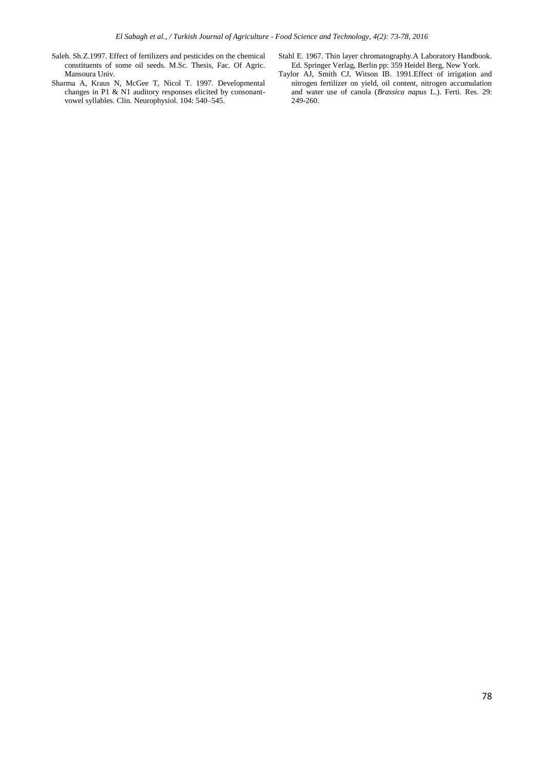Saleh. Sh.Z.1997. Effect of fertilizers and pesticides on the chemical constituents of some oil seeds. M.Sc. Thesis, Fac. Of Agric. Mansoura Univ.

Sharma A, Kraus N, McGee T, Nicol T. 1997. Developmental changes in P1 & N1 auditory responses elicited by consonant-vowel syllables. Clin. Neurophysiol. 104: 540–545.

Stahl E. 1967. Thin layer chromatography.A Laboratory Handbook. Ed. Springer Verlag, Berlin pp: 359 Heidel Berg, New York.

Taylor AJ, Smith CJ, Witson IB. 1991.Effect of irrigation and nitrogen fertilizer on yield, oil content, nitrogen accumulation and water use of canola (*Brassica napus* L.). Ferti. Res. 29: 249-260.